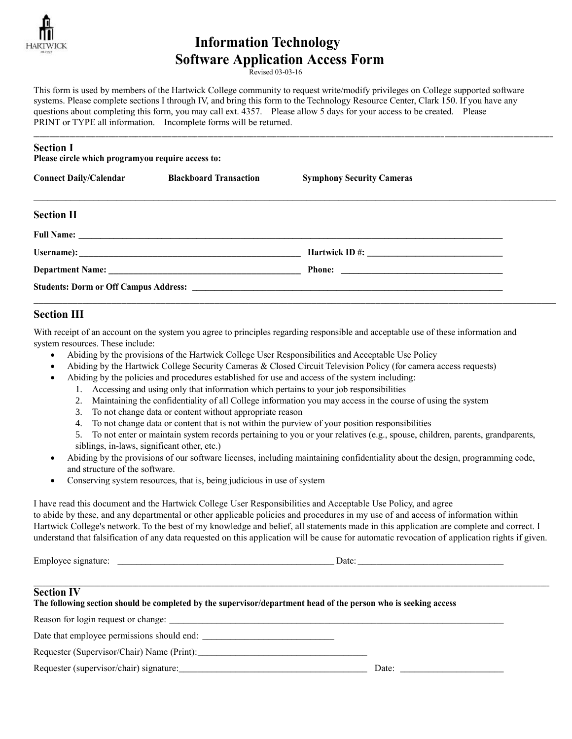HARTWICK

# Information Technology
# Software Application Access Form

Revised 03-03-16

This form is used by members of the Hartwick College community to request write/modify privileges on College supported software systems. Please complete sections I through IV, and bring this form to the Technology Resource Center, Clark 150. If you have any questions about completing this form, you may call ext. 4357. Please allow 5 days for your access to be created. Please PRINT or TYPE all information. Incomplete forms will be returned.

---

## Section I

**Please circle which programyou require access to:**

**Connect Daily/Calendar** **Blackboard Transaction** **Symphony Security Cameras**

---

## Section II

**Full Name:** ____________________________________________

**Username):** ______________________ **Hartwick ID #:** ______________________

**Department Name:** ______________________ **Phone:** ______________________

**Students: Dorm or Off Campus Address:** ____________________________________________

---

## Section III

With receipt of an account on the system you agree to principles regarding responsible and acceptable use of these information and system resources. These include:

- Abiding by the provisions of the Hartwick College User Responsibilities and Acceptable Use Policy
- Abiding by the Hartwick College Security Cameras & Closed Circuit Television Policy (for camera access requests)
- Abiding by the policies and procedures established for use and access of the system including:
  1. Accessing and using only that information which pertains to your job responsibilities
  2. Maintaining the confidentiality of all College information you may access in the course of using the system
  3. To not change data or content without appropriate reason
  4. To not change data or content that is not within the purview of your position responsibilities
  5. To not enter or maintain system records pertaining to you or your relatives (e.g., spouse, children, parents, grandparents, siblings, in-laws, significant other, etc.)
- Abiding by the provisions of our software licenses, including maintaining confidentiality about the design, programming code, and structure of the software.
- Conserving system resources, that is, being judicious in use of system

I have read this document and the Hartwick College User Responsibilities and Acceptable Use Policy, and agree to abide by these, and any departmental or other applicable policies and procedures in my use of and access of information within Hartwick College's network. To the best of my knowledge and belief, all statements made in this application are complete and correct. I understand that falsification of any data requested on this application will be cause for automatic revocation of application rights if given.

Employee signature: ______________________ Date: ______________________

---

## Section IV

**The following section should be completed by the supervisor/department head of the person who is seeking access**

Reason for login request or change: ____________________________________________

Date that employee permissions should end: ______________________

Requester (Supervisor/Chair) Name (Print): ______________________

Requester (supervisor/chair) signature: ______________________ Date: ______________________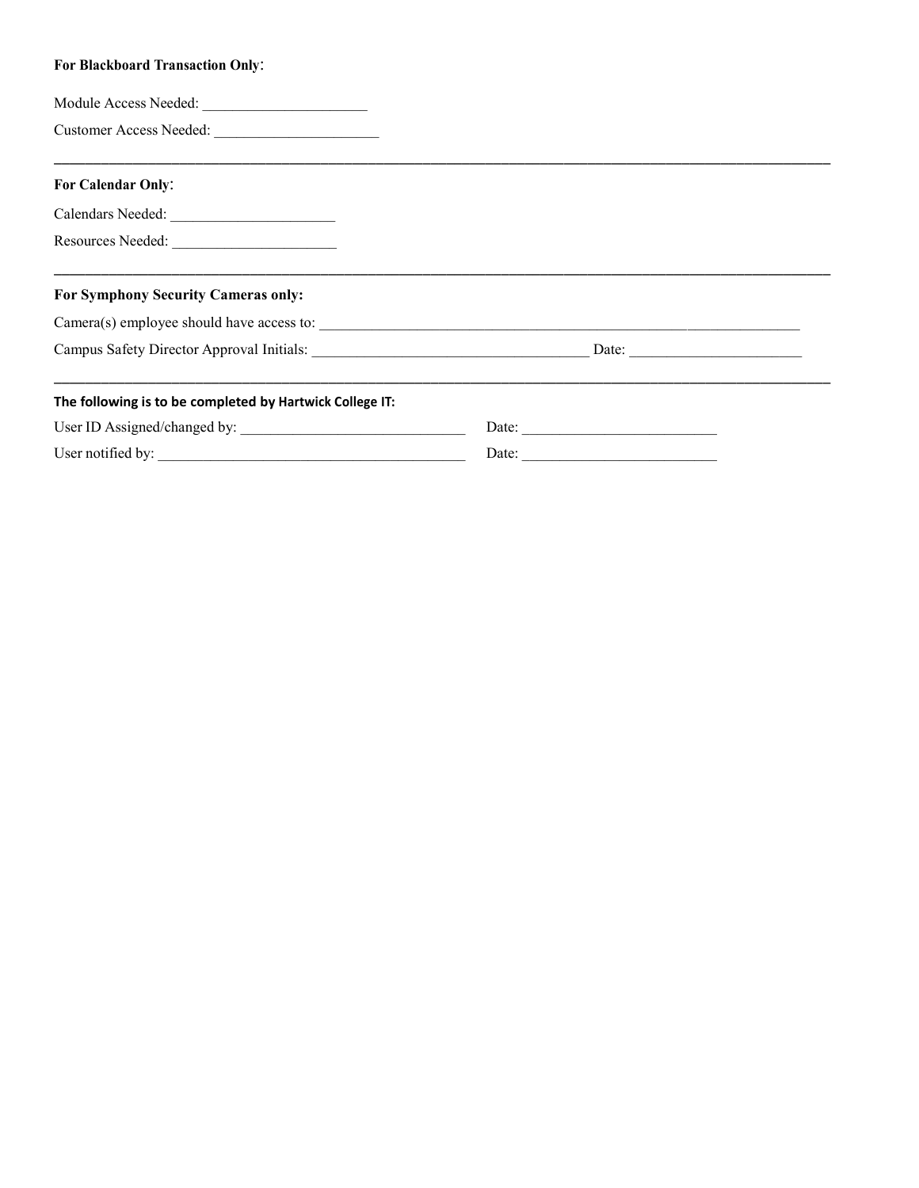**For Blackboard Transaction Only**:

Module Access Needed: ______________________

Customer Access Needed: ______________________

---

**For Calendar Only**:

Calendars Needed: ______________________

Resources Needed: ______________________

---

**For Symphony Security Cameras only:**

Camera(s) employee should have access to: ________________________________________________________________

Campus Safety Director Approval Initials: _____________________________________ Date: _______________________

---

**The following is to be completed by Hartwick College IT:**

User ID Assigned/changed by: ______________________________ Date: __________________________

User notified by: __________________________________________ Date: __________________________